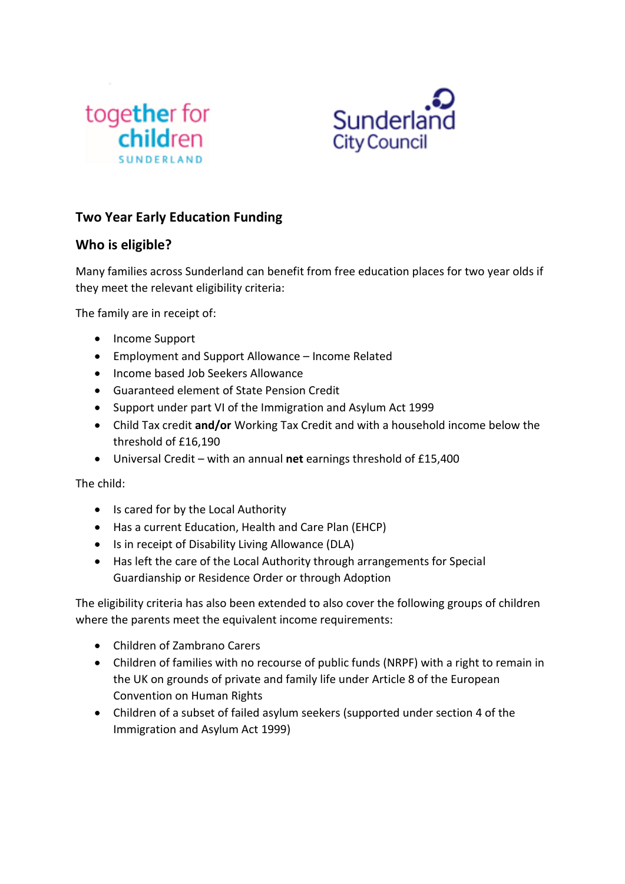## Two Year Early Education Funding

## Who is eligible?

Many families across Sunderland can benefit from free education places for two year olds if they meet the relevant eligibility criteria:

The family are in receipt of:

- Income Support
- Employment and Support Allowance – Income Related
- Income based Job Seekers Allowance
- Guaranteed element of State Pension Credit
- Support under part VI of the Immigration and Asylum Act 1999
- Child Tax credit **and/or** Working Tax Credit and with a household income below the threshold of £16,190
- Universal Credit – with an annual **net** earnings threshold of £15,400

The child:

- Is cared for by the Local Authority
- Has a current Education, Health and Care Plan (EHCP)
- Is in receipt of Disability Living Allowance (DLA)
- Has left the care of the Local Authority through arrangements for Special Guardianship or Residence Order or through Adoption

The eligibility criteria has also been extended to also cover the following groups of children where the parents meet the equivalent income requirements:

- Children of Zambrano Carers
- Children of families with no recourse of public funds (NRPF) with a right to remain in the UK on grounds of private and family life under Article 8 of the European Convention on Human Rights
- Children of a subset of failed asylum seekers (supported under section 4 of the Immigration and Asylum Act 1999)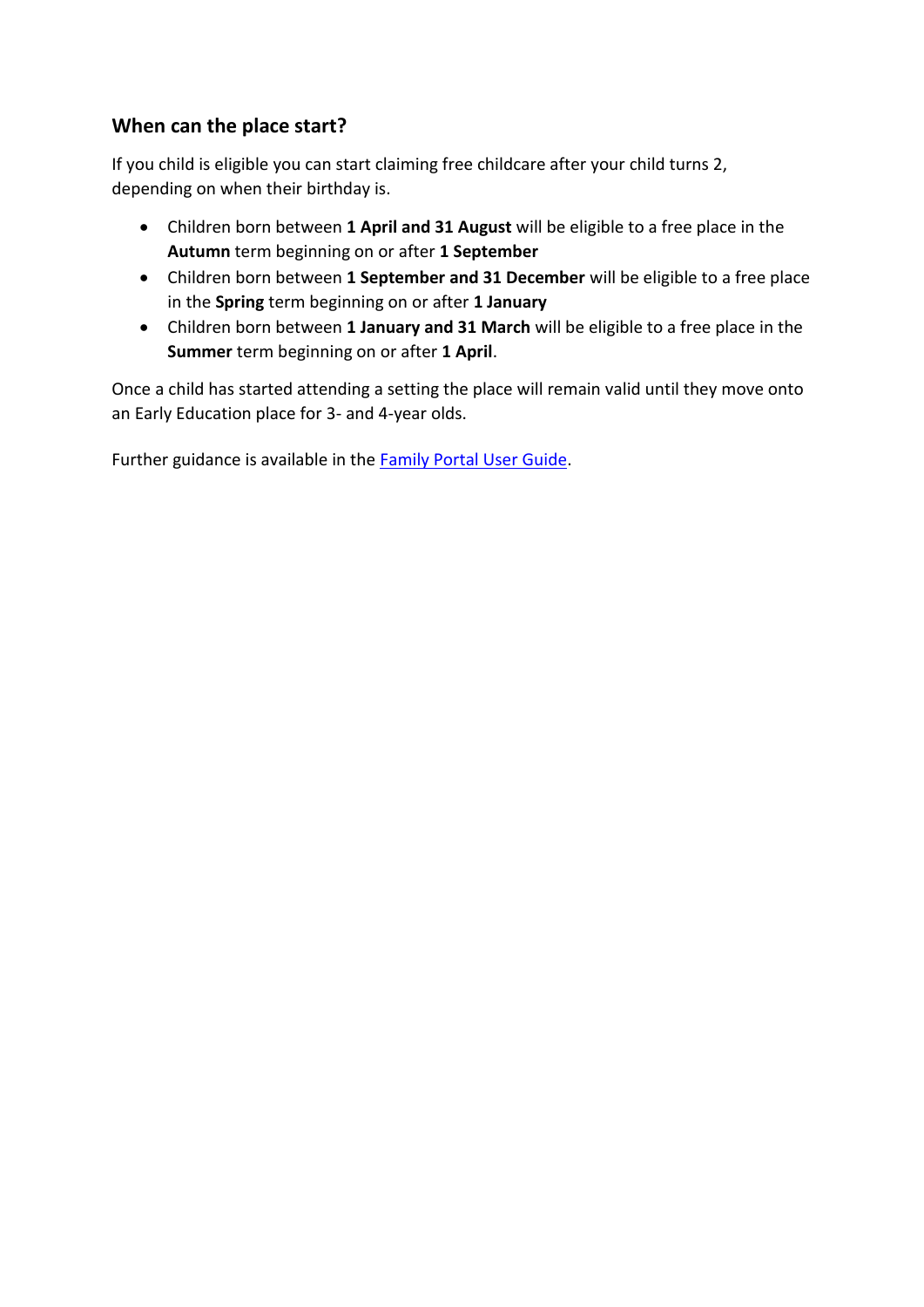## When can the place start?

If you child is eligible you can start claiming free childcare after your child turns 2, depending on when their birthday is.

- Children born between **1 April and 31 August** will be eligible to a free place in the **Autumn** term beginning on or after **1 September**
- Children born between **1 September and 31 December** will be eligible to a free place in the **Spring** term beginning on or after **1 January**
- Children born between **1 January and 31 March** will be eligible to a free place in the **Summer** term beginning on or after **1 April**.

Once a child has started attending a setting the place will remain valid until they move onto an Early Education place for 3- and 4-year olds.

Further guidance is available in the [Family Portal User Guide](#).